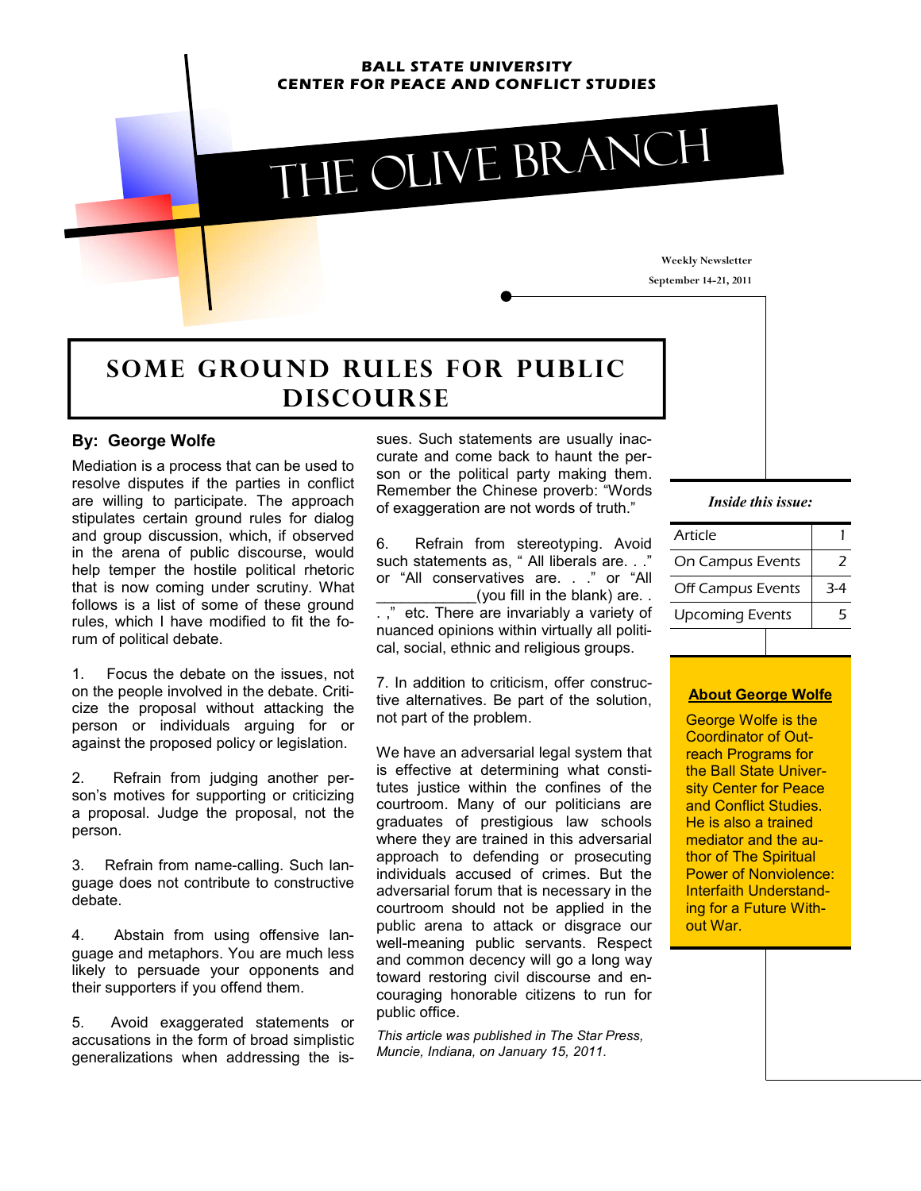**BALL STATE UNIVERSITY**
**CENTER FOR PEACE AND CONFLICT STUDIES**

# THE OLIVE BRANCH

Weekly Newsletter

September 14-21, 2011

## SOME GROUND RULES FOR PUBLIC DISCOURSE

**By: George Wolfe**

Mediation is a process that can be used to resolve disputes if the parties in conflict are willing to participate. The approach stipulates certain ground rules for dialog and group discussion, which, if observed in the arena of public discourse, would help temper the hostile political rhetoric that is now coming under scrutiny. What follows is a list of some of these ground rules, which I have modified to fit the forum of political debate.

1. Focus the debate on the issues, not on the people involved in the debate. Criticize the proposal without attacking the person or individuals arguing for or against the proposed policy or legislation.

2. Refrain from judging another person's motives for supporting or criticizing a proposal. Judge the proposal, not the person.

3. Refrain from name-calling. Such language does not contribute to constructive debate.

4. Abstain from using offensive language and metaphors. You are much less likely to persuade your opponents and their supporters if you offend them.

5. Avoid exaggerated statements or accusations in the form of broad simplistic generalizations when addressing the issues. Such statements are usually inaccurate and come back to haunt the person or the political party making them. Remember the Chinese proverb: "Words of exaggeration are not words of truth."

6. Refrain from stereotyping. Avoid such statements as, " All liberals are. . ." or "All conservatives are. . ." or "All ____________(you fill in the blank) are. . ." etc. There are invariably a variety of nuanced opinions within virtually all political, social, ethnic and religious groups.

7. In addition to criticism, offer constructive alternatives. Be part of the solution, not part of the problem.

We have an adversarial legal system that is effective at determining what constitutes justice within the confines of the courtroom. Many of our politicians are graduates of prestigious law schools where they are trained in this adversarial approach to defending or prosecuting individuals accused of crimes. But the adversarial forum that is necessary in the courtroom should not be applied in the public arena to attack or disgrace our well-meaning public servants. Respect and common decency will go a long way toward restoring civil discourse and encouraging honorable citizens to run for public office.

*This article was published in The Star Press, Muncie, Indiana, on January 15, 2011.*

***Inside this issue:***

| | |
|---|---|
| Article | 1 |
| On Campus Events | 2 |
| Off Campus Events | 3-4 |
| Upcoming Events | 5 |

**About George Wolfe**

George Wolfe is the Coordinator of Outreach Programs for the Ball State University Center for Peace and Conflict Studies. He is also a trained mediator and the author of The Spiritual Power of Nonviolence: Interfaith Understanding for a Future Without War.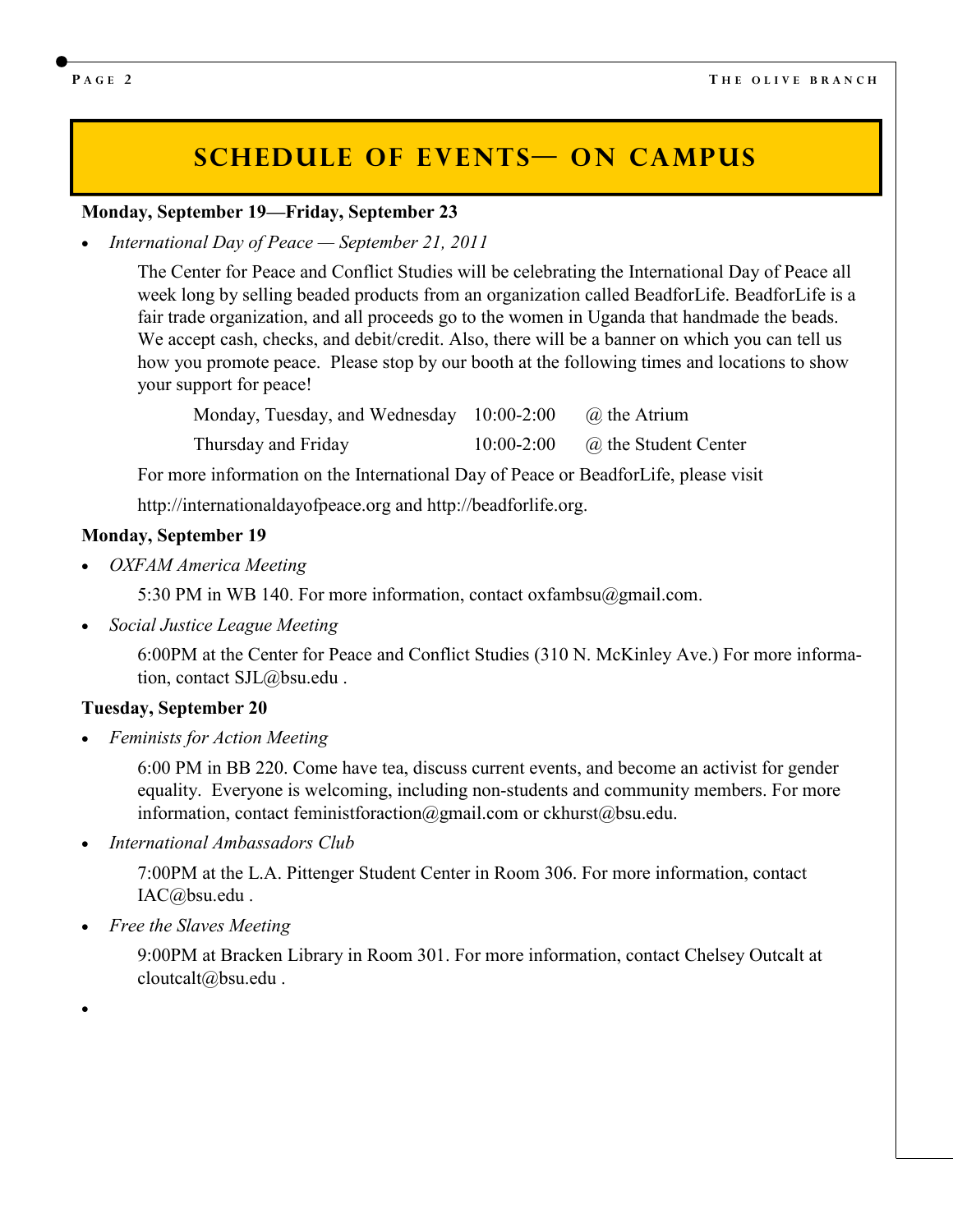# SCHEDULE OF EVENTS— ON CAMPUS

**Monday, September 19—Friday, September 23**

- *International Day of Peace — September 21, 2011*

  The Center for Peace and Conflict Studies will be celebrating the International Day of Peace all week long by selling beaded products from an organization called BeadforLife. BeadforLife is a fair trade organization, and all proceeds go to the women in Uganda that handmade the beads. We accept cash, checks, and debit/credit. Also, there will be a banner on which you can tell us how you promote peace. Please stop by our booth at the following times and locations to show your support for peace!

  | | | |
  |---|---|---|
  | Monday, Tuesday, and Wednesday | 10:00-2:00 | @ the Atrium |
  | Thursday and Friday | 10:00-2:00 | @ the Student Center |

  For more information on the International Day of Peace or BeadforLife, please visit http://internationaldayofpeace.org and http://beadforlife.org.

**Monday, September 19**

- *OXFAM America Meeting*

  5:30 PM in WB 140. For more information, contact oxfambsu@gmail.com.

- *Social Justice League Meeting*

  6:00PM at the Center for Peace and Conflict Studies (310 N. McKinley Ave.) For more information, contact SJL@bsu.edu .

**Tuesday, September 20**

- *Feminists for Action Meeting*

  6:00 PM in BB 220. Come have tea, discuss current events, and become an activist for gender equality. Everyone is welcoming, including non-students and community members. For more information, contact feministforaction@gmail.com or ckhurst@bsu.edu.

- *International Ambassadors Club*

  7:00PM at the L.A. Pittenger Student Center in Room 306. For more information, contact IAC@bsu.edu .

- *Free the Slaves Meeting*

  9:00PM at Bracken Library in Room 301. For more information, contact Chelsey Outcalt at cloutcalt@bsu.edu .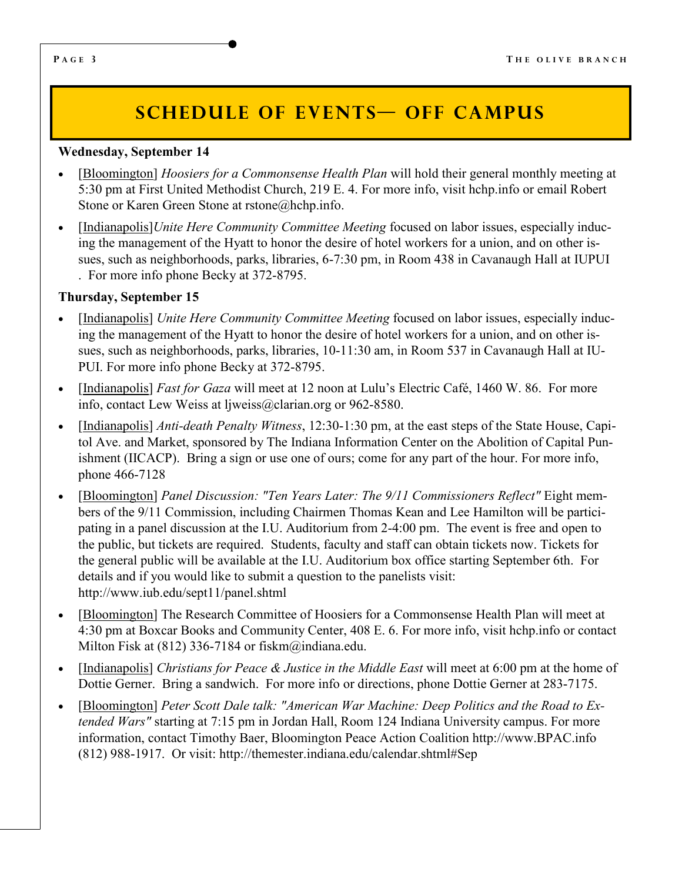## SCHEDULE OF EVENTS— OFF CAMPUS

**Wednesday, September 14**

- [Bloomington] *Hoosiers for a Commonsense Health Plan* will hold their general monthly meeting at 5:30 pm at First United Methodist Church, 219 E. 4. For more info, visit hchp.info or email Robert Stone or Karen Green Stone at rstone@hchp.info.
- [Indianapolis]*Unite Here Community Committee Meeting* focused on labor issues, especially inducing the management of the Hyatt to honor the desire of hotel workers for a union, and on other issues, such as neighborhoods, parks, libraries, 6-7:30 pm, in Room 438 in Cavanaugh Hall at IUPUI . For more info phone Becky at 372-8795.

**Thursday, September 15**

- [Indianapolis] *Unite Here Community Committee Meeting* focused on labor issues, especially inducing the management of the Hyatt to honor the desire of hotel workers for a union, and on other issues, such as neighborhoods, parks, libraries, 10-11:30 am, in Room 537 in Cavanaugh Hall at IUPUI. For more info phone Becky at 372-8795.
- [Indianapolis] *Fast for Gaza* will meet at 12 noon at Lulu's Electric Café, 1460 W. 86. For more info, contact Lew Weiss at ljweiss@clarian.org or 962-8580.
- [Indianapolis] *Anti-death Penalty Witness*, 12:30-1:30 pm, at the east steps of the State House, Capitol Ave. and Market, sponsored by The Indiana Information Center on the Abolition of Capital Punishment (IICACP). Bring a sign or use one of ours; come for any part of the hour. For more info, phone 466-7128
- [Bloomington] *Panel Discussion: "Ten Years Later: The 9/11 Commissioners Reflect"* Eight members of the 9/11 Commission, including Chairmen Thomas Kean and Lee Hamilton will be participating in a panel discussion at the I.U. Auditorium from 2-4:00 pm. The event is free and open to the public, but tickets are required. Students, faculty and staff can obtain tickets now. Tickets for the general public will be available at the I.U. Auditorium box office starting September 6th. For details and if you would like to submit a question to the panelists visit: http://www.iub.edu/sept11/panel.shtml
- [Bloomington] The Research Committee of Hoosiers for a Commonsense Health Plan will meet at 4:30 pm at Boxcar Books and Community Center, 408 E. 6. For more info, visit hchp.info or contact Milton Fisk at (812) 336-7184 or fiskm@indiana.edu.
- [Indianapolis] *Christians for Peace & Justice in the Middle East* will meet at 6:00 pm at the home of Dottie Gerner. Bring a sandwich. For more info or directions, phone Dottie Gerner at 283-7175.
- [Bloomington] *Peter Scott Dale talk: "American War Machine: Deep Politics and the Road to Extended Wars"* starting at 7:15 pm in Jordan Hall, Room 124 Indiana University campus. For more information, contact Timothy Baer, Bloomington Peace Action Coalition http://www.BPAC.info (812) 988-1917. Or visit: http://themester.indiana.edu/calendar.shtml#Sep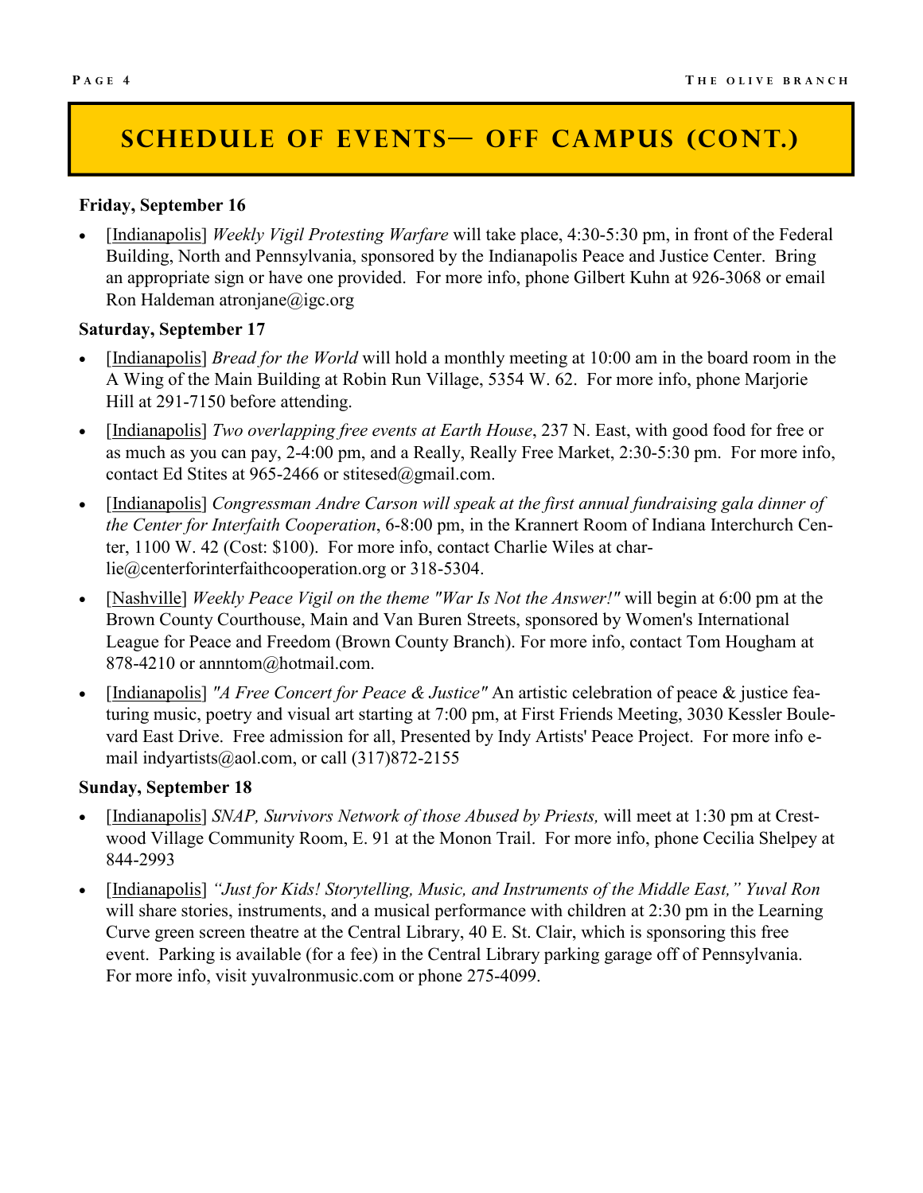# SCHEDULE OF EVENTS— OFF CAMPUS (CONT.)

**Friday, September 16**

- [Indianapolis] *Weekly Vigil Protesting Warfare* will take place, 4:30-5:30 pm, in front of the Federal Building, North and Pennsylvania, sponsored by the Indianapolis Peace and Justice Center. Bring an appropriate sign or have one provided. For more info, phone Gilbert Kuhn at 926-3068 or email Ron Haldeman atronjane@igc.org

**Saturday, September 17**

- [Indianapolis] *Bread for the World* will hold a monthly meeting at 10:00 am in the board room in the A Wing of the Main Building at Robin Run Village, 5354 W. 62. For more info, phone Marjorie Hill at 291-7150 before attending.
- [Indianapolis] *Two overlapping free events at Earth House*, 237 N. East, with good food for free or as much as you can pay, 2-4:00 pm, and a Really, Really Free Market, 2:30-5:30 pm. For more info, contact Ed Stites at 965-2466 or stitesed@gmail.com.
- [Indianapolis] *Congressman Andre Carson will speak at the first annual fundraising gala dinner of the Center for Interfaith Cooperation*, 6-8:00 pm, in the Krannert Room of Indiana Interchurch Center, 1100 W. 42 (Cost: $100). For more info, contact Charlie Wiles at charlie@centerforinterfaithcooperation.org or 318-5304.
- [Nashville] *Weekly Peace Vigil on the theme "War Is Not the Answer!"* will begin at 6:00 pm at the Brown County Courthouse, Main and Van Buren Streets, sponsored by Women's International League for Peace and Freedom (Brown County Branch). For more info, contact Tom Hougham at 878-4210 or annntom@hotmail.com.
- [Indianapolis] *"A Free Concert for Peace & Justice"* An artistic celebration of peace & justice featuring music, poetry and visual art starting at 7:00 pm, at First Friends Meeting, 3030 Kessler Boulevard East Drive. Free admission for all, Presented by Indy Artists' Peace Project. For more info e-mail indyartists@aol.com, or call (317)872-2155

**Sunday, September 18**

- [Indianapolis] *SNAP, Survivors Network of those Abused by Priests,* will meet at 1:30 pm at Crestwood Village Community Room, E. 91 at the Monon Trail. For more info, phone Cecilia Shelpey at 844-2993
- [Indianapolis] *"Just for Kids! Storytelling, Music, and Instruments of the Middle East," Yuval Ron* will share stories, instruments, and a musical performance with children at 2:30 pm in the Learning Curve green screen theatre at the Central Library, 40 E. St. Clair, which is sponsoring this free event. Parking is available (for a fee) in the Central Library parking garage off of Pennsylvania. For more info, visit yuvalronmusic.com or phone 275-4099.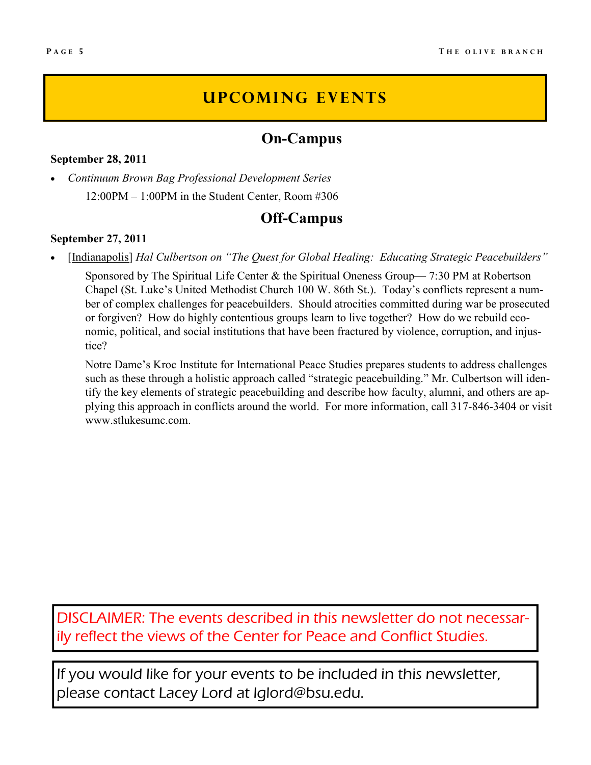# UPCOMING EVENTS

## On-Campus

**September 28, 2011**

- *Continuum Brown Bag Professional Development Series*

  12:00PM – 1:00PM in the Student Center, Room #306

## Off-Campus

**September 27, 2011**

- [Indianapolis] *Hal Culbertson on "The Quest for Global Healing: Educating Strategic Peacebuilders"*

  Sponsored by The Spiritual Life Center & the Spiritual Oneness Group— 7:30 PM at Robertson Chapel (St. Luke's United Methodist Church 100 W. 86th St.). Today's conflicts represent a number of complex challenges for peacebuilders. Should atrocities committed during war be prosecuted or forgiven? How do highly contentious groups learn to live together? How do we rebuild economic, political, and social institutions that have been fractured by violence, corruption, and injustice?

  Notre Dame's Kroc Institute for International Peace Studies prepares students to address challenges such as these through a holistic approach called "strategic peacebuilding." Mr. Culbertson will identify the key elements of strategic peacebuilding and describe how faculty, alumni, and others are applying this approach in conflicts around the world. For more information, call 317-846-3404 or visit www.stlukesumc.com.

DISCLAIMER: The events described in this newsletter do not necessarily reflect the views of the Center for Peace and Conflict Studies.

If you would like for your events to be included in this newsletter, please contact Lacey Lord at lglord@bsu.edu.